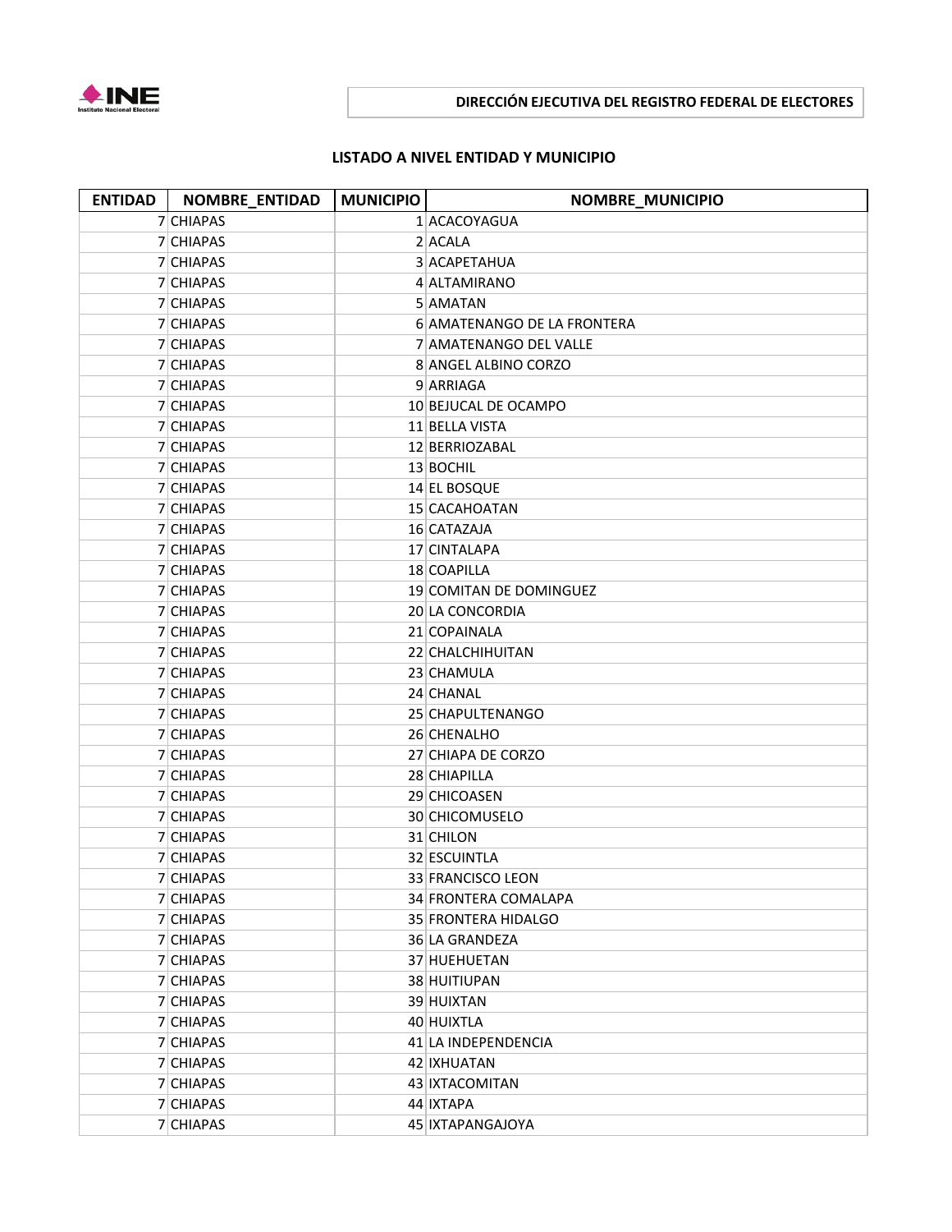DIRECCIÓN EJECUTIVA DEL REGISTRO FEDERAL DE ELECTORES

## LISTADO A NIVEL ENTIDAD Y MUNICIPIO

| ENTIDAD | NOMBRE_ENTIDAD | MUNICIPIO | NOMBRE_MUNICIPIO |
|---|---|---|---|
| 7 | CHIAPAS | 1 | ACACOYAGUA |
| 7 | CHIAPAS | 2 | ACALA |
| 7 | CHIAPAS | 3 | ACAPETAHUA |
| 7 | CHIAPAS | 4 | ALTAMIRANO |
| 7 | CHIAPAS | 5 | AMATAN |
| 7 | CHIAPAS | 6 | AMATENANGO DE LA FRONTERA |
| 7 | CHIAPAS | 7 | AMATENANGO DEL VALLE |
| 7 | CHIAPAS | 8 | ANGEL ALBINO CORZO |
| 7 | CHIAPAS | 9 | ARRIAGA |
| 7 | CHIAPAS | 10 | BEJUCAL DE OCAMPO |
| 7 | CHIAPAS | 11 | BELLA VISTA |
| 7 | CHIAPAS | 12 | BERRIOZABAL |
| 7 | CHIAPAS | 13 | BOCHIL |
| 7 | CHIAPAS | 14 | EL BOSQUE |
| 7 | CHIAPAS | 15 | CACAHOATAN |
| 7 | CHIAPAS | 16 | CATAZAJA |
| 7 | CHIAPAS | 17 | CINTALAPA |
| 7 | CHIAPAS | 18 | COAPILLA |
| 7 | CHIAPAS | 19 | COMITAN DE DOMINGUEZ |
| 7 | CHIAPAS | 20 | LA CONCORDIA |
| 7 | CHIAPAS | 21 | COPAINALA |
| 7 | CHIAPAS | 22 | CHALCHIHUITAN |
| 7 | CHIAPAS | 23 | CHAMULA |
| 7 | CHIAPAS | 24 | CHANAL |
| 7 | CHIAPAS | 25 | CHAPULTENANGO |
| 7 | CHIAPAS | 26 | CHENALHO |
| 7 | CHIAPAS | 27 | CHIAPA DE CORZO |
| 7 | CHIAPAS | 28 | CHIAPILLA |
| 7 | CHIAPAS | 29 | CHICOASEN |
| 7 | CHIAPAS | 30 | CHICOMUSELO |
| 7 | CHIAPAS | 31 | CHILON |
| 7 | CHIAPAS | 32 | ESCUINTLA |
| 7 | CHIAPAS | 33 | FRANCISCO LEON |
| 7 | CHIAPAS | 34 | FRONTERA COMALAPA |
| 7 | CHIAPAS | 35 | FRONTERA HIDALGO |
| 7 | CHIAPAS | 36 | LA GRANDEZA |
| 7 | CHIAPAS | 37 | HUEHUETAN |
| 7 | CHIAPAS | 38 | HUITIUPAN |
| 7 | CHIAPAS | 39 | HUIXTAN |
| 7 | CHIAPAS | 40 | HUIXTLA |
| 7 | CHIAPAS | 41 | LA INDEPENDENCIA |
| 7 | CHIAPAS | 42 | IXHUATAN |
| 7 | CHIAPAS | 43 | IXTACOMITAN |
| 7 | CHIAPAS | 44 | IXTAPA |
| 7 | CHIAPAS | 45 | IXTAPANGAJOYA |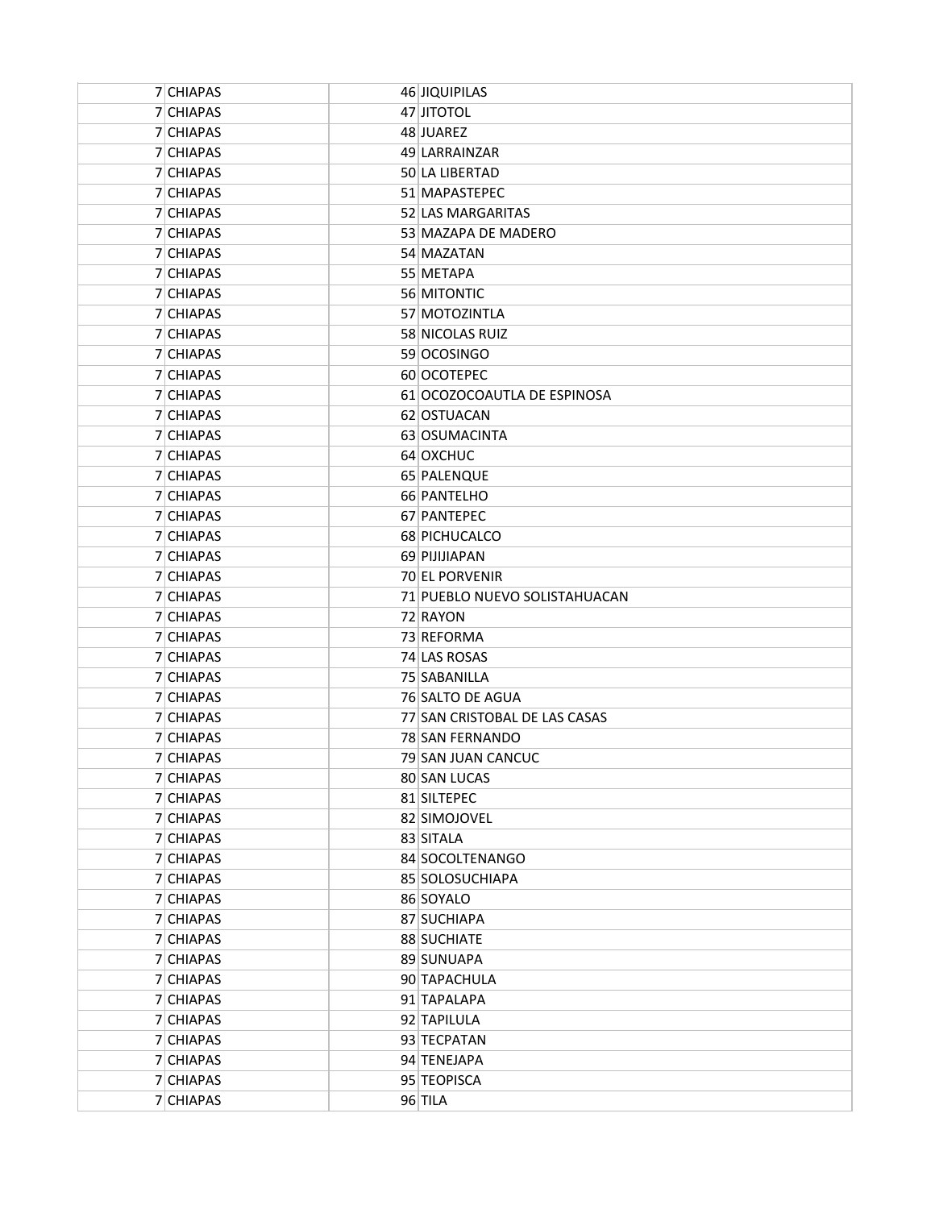| | | | |
|---|---|---|---|
| 7 | CHIAPAS | 46 | JIQUIPILAS |
| 7 | CHIAPAS | 47 | JITOTOL |
| 7 | CHIAPAS | 48 | JUAREZ |
| 7 | CHIAPAS | 49 | LARRAINZAR |
| 7 | CHIAPAS | 50 | LA LIBERTAD |
| 7 | CHIAPAS | 51 | MAPASTEPEC |
| 7 | CHIAPAS | 52 | LAS MARGARITAS |
| 7 | CHIAPAS | 53 | MAZAPA DE MADERO |
| 7 | CHIAPAS | 54 | MAZATAN |
| 7 | CHIAPAS | 55 | METAPA |
| 7 | CHIAPAS | 56 | MITONTIC |
| 7 | CHIAPAS | 57 | MOTOZINTLA |
| 7 | CHIAPAS | 58 | NICOLAS RUIZ |
| 7 | CHIAPAS | 59 | OCOSINGO |
| 7 | CHIAPAS | 60 | OCOTEPEC |
| 7 | CHIAPAS | 61 | OCOZOCOAUTLA DE ESPINOSA |
| 7 | CHIAPAS | 62 | OSTUACAN |
| 7 | CHIAPAS | 63 | OSUMACINTA |
| 7 | CHIAPAS | 64 | OXCHUC |
| 7 | CHIAPAS | 65 | PALENQUE |
| 7 | CHIAPAS | 66 | PANTELHO |
| 7 | CHIAPAS | 67 | PANTEPEC |
| 7 | CHIAPAS | 68 | PICHUCALCO |
| 7 | CHIAPAS | 69 | PIJIJIAPAN |
| 7 | CHIAPAS | 70 | EL PORVENIR |
| 7 | CHIAPAS | 71 | PUEBLO NUEVO SOLISTAHUACAN |
| 7 | CHIAPAS | 72 | RAYON |
| 7 | CHIAPAS | 73 | REFORMA |
| 7 | CHIAPAS | 74 | LAS ROSAS |
| 7 | CHIAPAS | 75 | SABANILLA |
| 7 | CHIAPAS | 76 | SALTO DE AGUA |
| 7 | CHIAPAS | 77 | SAN CRISTOBAL DE LAS CASAS |
| 7 | CHIAPAS | 78 | SAN FERNANDO |
| 7 | CHIAPAS | 79 | SAN JUAN CANCUC |
| 7 | CHIAPAS | 80 | SAN LUCAS |
| 7 | CHIAPAS | 81 | SILTEPEC |
| 7 | CHIAPAS | 82 | SIMOJOVEL |
| 7 | CHIAPAS | 83 | SITALA |
| 7 | CHIAPAS | 84 | SOCOLTENANGO |
| 7 | CHIAPAS | 85 | SOLOSUCHIAPA |
| 7 | CHIAPAS | 86 | SOYALO |
| 7 | CHIAPAS | 87 | SUCHIAPA |
| 7 | CHIAPAS | 88 | SUCHIATE |
| 7 | CHIAPAS | 89 | SUNUAPA |
| 7 | CHIAPAS | 90 | TAPACHULA |
| 7 | CHIAPAS | 91 | TAPALAPA |
| 7 | CHIAPAS | 92 | TAPILULA |
| 7 | CHIAPAS | 93 | TECPATAN |
| 7 | CHIAPAS | 94 | TENEJAPA |
| 7 | CHIAPAS | 95 | TEOPISCA |
| 7 | CHIAPAS | 96 | TILA |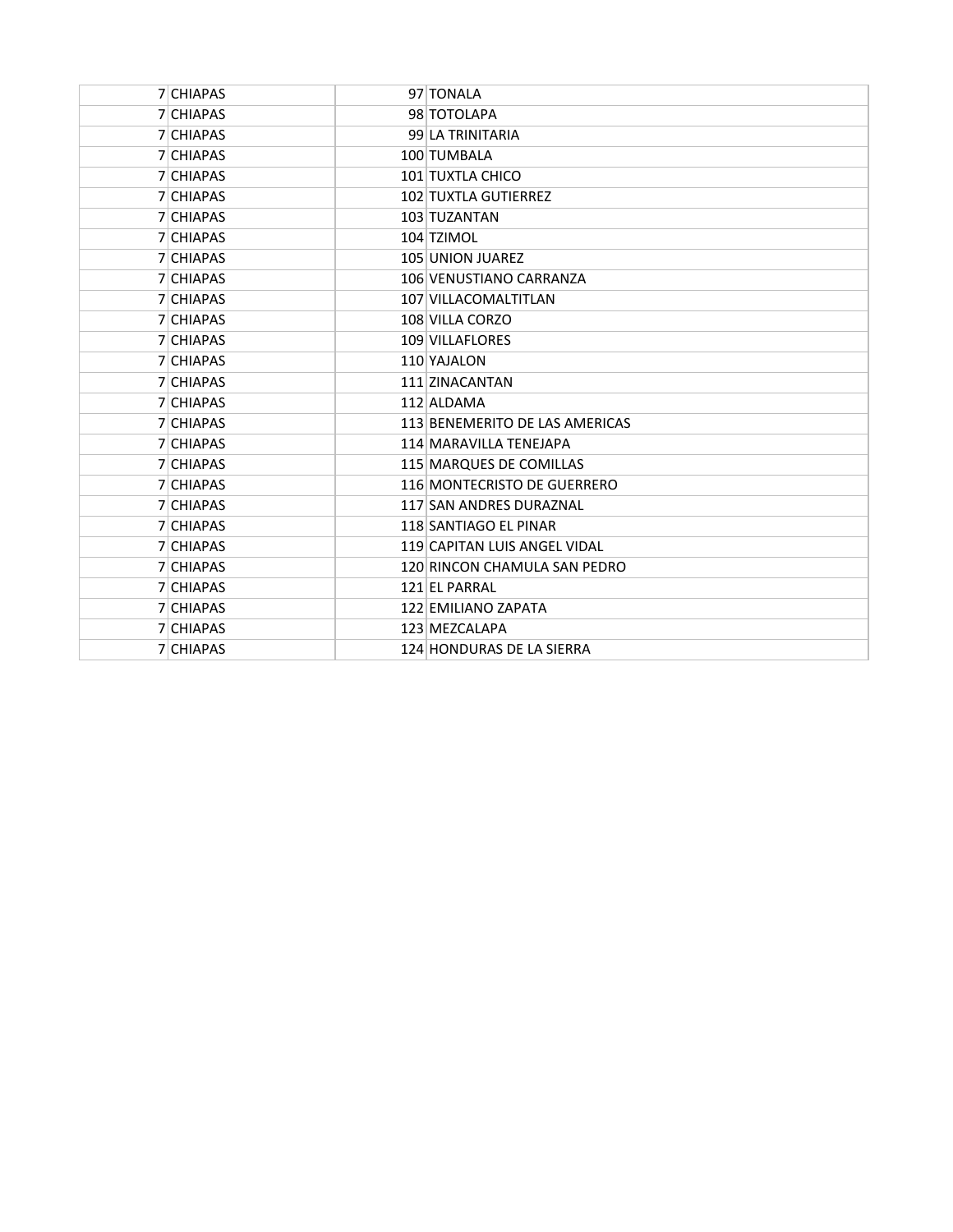| | | | |
|---|---|---|---|
| 7 | CHIAPAS | 97 | TONALA |
| 7 | CHIAPAS | 98 | TOTOLAPA |
| 7 | CHIAPAS | 99 | LA TRINITARIA |
| 7 | CHIAPAS | 100 | TUMBALA |
| 7 | CHIAPAS | 101 | TUXTLA CHICO |
| 7 | CHIAPAS | 102 | TUXTLA GUTIERREZ |
| 7 | CHIAPAS | 103 | TUZANTAN |
| 7 | CHIAPAS | 104 | TZIMOL |
| 7 | CHIAPAS | 105 | UNION JUAREZ |
| 7 | CHIAPAS | 106 | VENUSTIANO CARRANZA |
| 7 | CHIAPAS | 107 | VILLACOMALTITLAN |
| 7 | CHIAPAS | 108 | VILLA CORZO |
| 7 | CHIAPAS | 109 | VILLAFLORES |
| 7 | CHIAPAS | 110 | YAJALON |
| 7 | CHIAPAS | 111 | ZINACANTAN |
| 7 | CHIAPAS | 112 | ALDAMA |
| 7 | CHIAPAS | 113 | BENEMERITO DE LAS AMERICAS |
| 7 | CHIAPAS | 114 | MARAVILLA TENEJAPA |
| 7 | CHIAPAS | 115 | MARQUES DE COMILLAS |
| 7 | CHIAPAS | 116 | MONTECRISTO DE GUERRERO |
| 7 | CHIAPAS | 117 | SAN ANDRES DURAZNAL |
| 7 | CHIAPAS | 118 | SANTIAGO EL PINAR |
| 7 | CHIAPAS | 119 | CAPITAN LUIS ANGEL VIDAL |
| 7 | CHIAPAS | 120 | RINCON CHAMULA SAN PEDRO |
| 7 | CHIAPAS | 121 | EL PARRAL |
| 7 | CHIAPAS | 122 | EMILIANO ZAPATA |
| 7 | CHIAPAS | 123 | MEZCALAPA |
| 7 | CHIAPAS | 124 | HONDURAS DE LA SIERRA |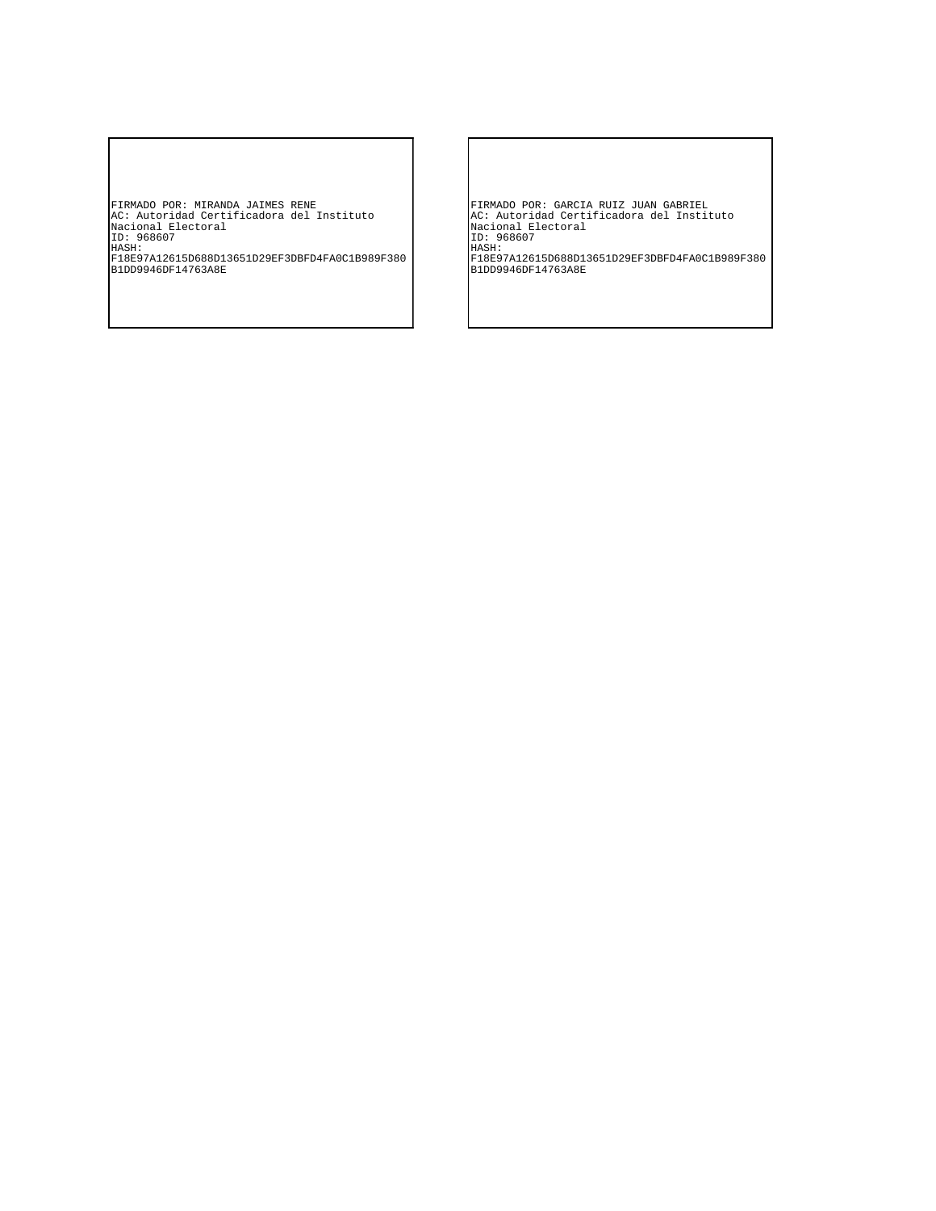FIRMADO POR: MIRANDA JAIMES RENE
AC: Autoridad Certificadora del Instituto Nacional Electoral
ID: 968607
HASH:
F18E97A12615D688D13651D29EF3DBFD4FA0C1B989F380B1DD9946DF14763A8E

FIRMADO POR: GARCIA RUIZ JUAN GABRIEL
AC: Autoridad Certificadora del Instituto Nacional Electoral
ID: 968607
HASH:
F18E97A12615D688D13651D29EF3DBFD4FA0C1B989F380B1DD9946DF14763A8E